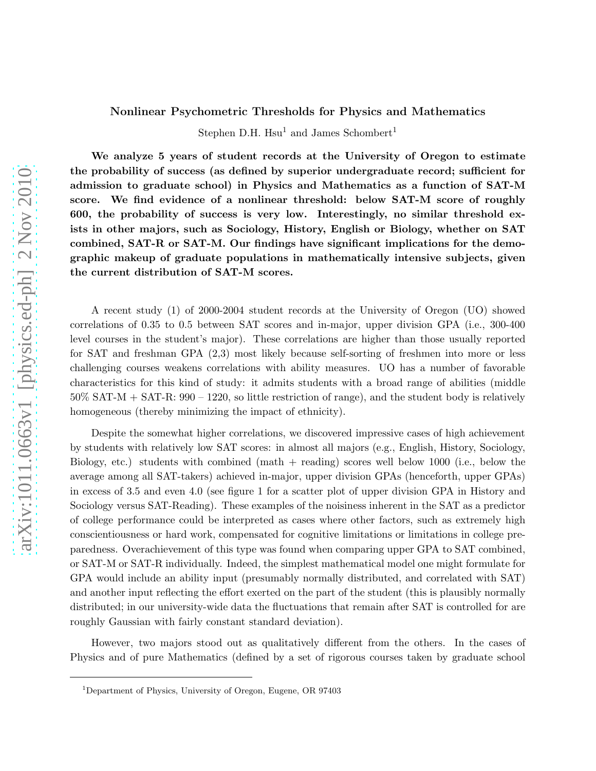# Nonlinear Psychometric Thresholds for Physics and Mathematics

Stephen D.H. Hsu[1] and James Schombert[1]

**We analyze 5 years of student records at the University of Oregon to estimate the probability of success (as defined by superior undergraduate record; sufficient for admission to graduate school) in Physics and Mathematics as a function of SAT-M score. We find evidence of a nonlinear threshold: below SAT-M score of roughly 600, the probability of success is very low. Interestingly, no similar threshold exists in other majors, such as Sociology, History, English or Biology, whether on SAT combined, SAT-R or SAT-M. Our findings have significant implications for the demographic makeup of graduate populations in mathematically intensive subjects, given the current distribution of SAT-M scores.**

A recent study (1) of 2000-2004 student records at the University of Oregon (UO) showed correlations of 0.35 to 0.5 between SAT scores and in-major, upper division GPA (i.e., 300-400 level courses in the student's major). These correlations are higher than those usually reported for SAT and freshman GPA (2,3) most likely because self-sorting of freshmen into more or less challenging courses weakens correlations with ability measures. UO has a number of favorable characteristics for this kind of study: it admits students with a broad range of abilities (middle 50% SAT-M + SAT-R: 990 – 1220, so little restriction of range), and the student body is relatively homogeneous (thereby minimizing the impact of ethnicity).

Despite the somewhat higher correlations, we discovered impressive cases of high achievement by students with relatively low SAT scores: in almost all majors (e.g., English, History, Sociology, Biology, etc.) students with combined (math + reading) scores well below 1000 (i.e., below the average among all SAT-takers) achieved in-major, upper division GPAs (henceforth, upper GPAs) in excess of 3.5 and even 4.0 (see figure 1 for a scatter plot of upper division GPA in History and Sociology versus SAT-Reading). These examples of the noisiness inherent in the SAT as a predictor of college performance could be interpreted as cases where other factors, such as extremely high conscientiousness or hard work, compensated for cognitive limitations or limitations in college preparedness. Overachievement of this type was found when comparing upper GPA to SAT combined, or SAT-M or SAT-R individually. Indeed, the simplest mathematical model one might formulate for GPA would include an ability input (presumably normally distributed, and correlated with SAT) and another input reflecting the effort exerted on the part of the student (this is plausibly normally distributed; in our university-wide data the fluctuations that remain after SAT is controlled for are roughly Gaussian with fairly constant standard deviation).

However, two majors stood out as qualitatively different from the others. In the cases of Physics and of pure Mathematics (defined by a set of rigorous courses taken by graduate school

[1] Department of Physics, University of Oregon, Eugene, OR 97403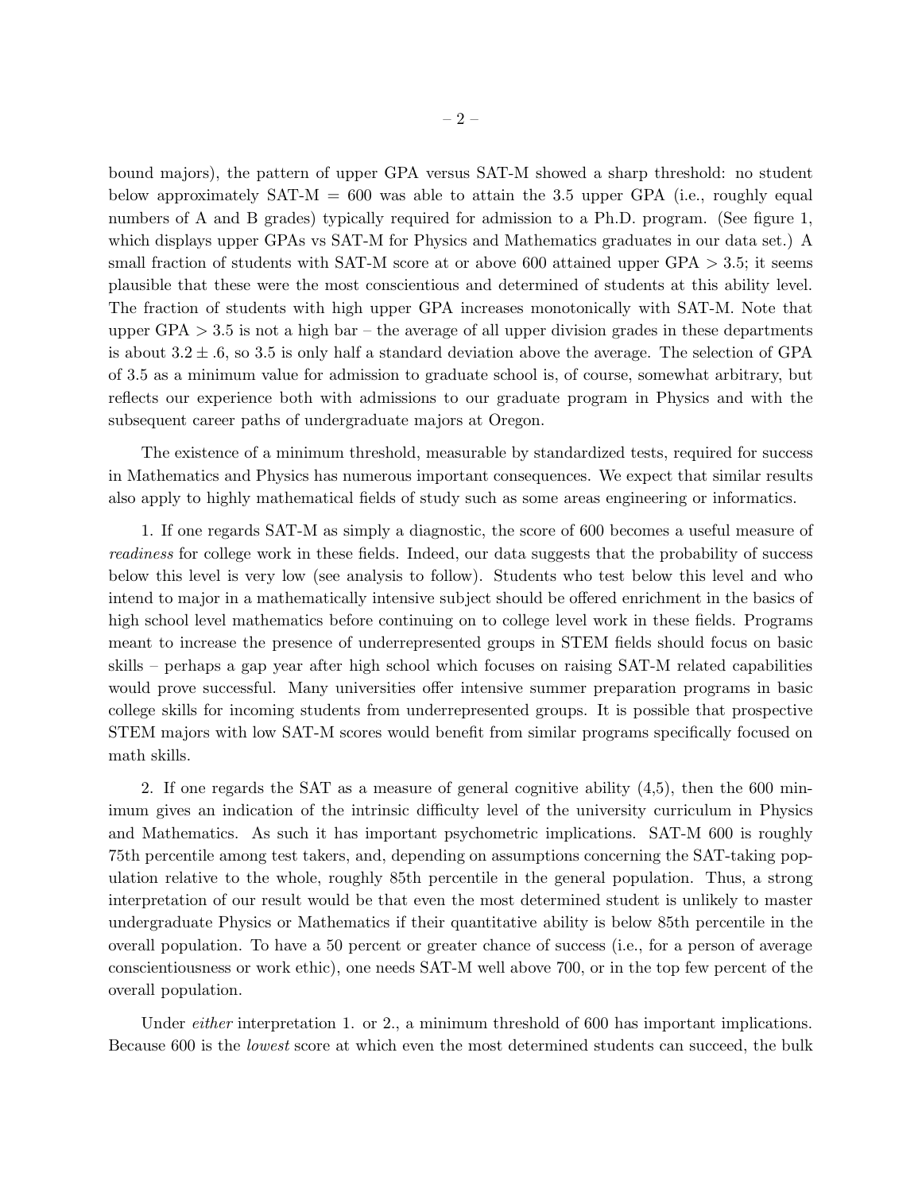bound majors), the pattern of upper GPA versus SAT-M showed a sharp threshold: no student below approximately SAT-M = 600 was able to attain the 3.5 upper GPA (i.e., roughly equal numbers of A and B grades) typically required for admission to a Ph.D. program. (See figure 1, which displays upper GPAs vs SAT-M for Physics and Mathematics graduates in our data set.) A small fraction of students with SAT-M score at or above 600 attained upper GPA $> 3.5$; it seems plausible that these were the most conscientious and determined of students at this ability level. The fraction of students with high upper GPA increases monotonically with SAT-M. Note that upper GPA $> 3.5$ is not a high bar – the average of all upper division grades in these departments is about $3.2 \pm .6$, so 3.5 is only half a standard deviation above the average. The selection of GPA of 3.5 as a minimum value for admission to graduate school is, of course, somewhat arbitrary, but reflects our experience both with admissions to our graduate program in Physics and with the subsequent career paths of undergraduate majors at Oregon.

The existence of a minimum threshold, measurable by standardized tests, required for success in Mathematics and Physics has numerous important consequences. We expect that similar results also apply to highly mathematical fields of study such as some areas engineering or informatics.

1. If one regards SAT-M as simply a diagnostic, the score of 600 becomes a useful measure of *readiness* for college work in these fields. Indeed, our data suggests that the probability of success below this level is very low (see analysis to follow). Students who test below this level and who intend to major in a mathematically intensive subject should be offered enrichment in the basics of high school level mathematics before continuing on to college level work in these fields. Programs meant to increase the presence of underrepresented groups in STEM fields should focus on basic skills – perhaps a gap year after high school which focuses on raising SAT-M related capabilities would prove successful. Many universities offer intensive summer preparation programs in basic college skills for incoming students from underrepresented groups. It is possible that prospective STEM majors with low SAT-M scores would benefit from similar programs specifically focused on math skills.

2. If one regards the SAT as a measure of general cognitive ability (4,5), then the 600 minimum gives an indication of the intrinsic difficulty level of the university curriculum in Physics and Mathematics. As such it has important psychometric implications. SAT-M 600 is roughly 75th percentile among test takers, and, depending on assumptions concerning the SAT-taking population relative to the whole, roughly 85th percentile in the general population. Thus, a strong interpretation of our result would be that even the most determined student is unlikely to master undergraduate Physics or Mathematics if their quantitative ability is below 85th percentile in the overall population. To have a 50 percent or greater chance of success (i.e., for a person of average conscientiousness or work ethic), one needs SAT-M well above 700, or in the top few percent of the overall population.

Under *either* interpretation 1. or 2., a minimum threshold of 600 has important implications. Because 600 is the *lowest* score at which even the most determined students can succeed, the bulk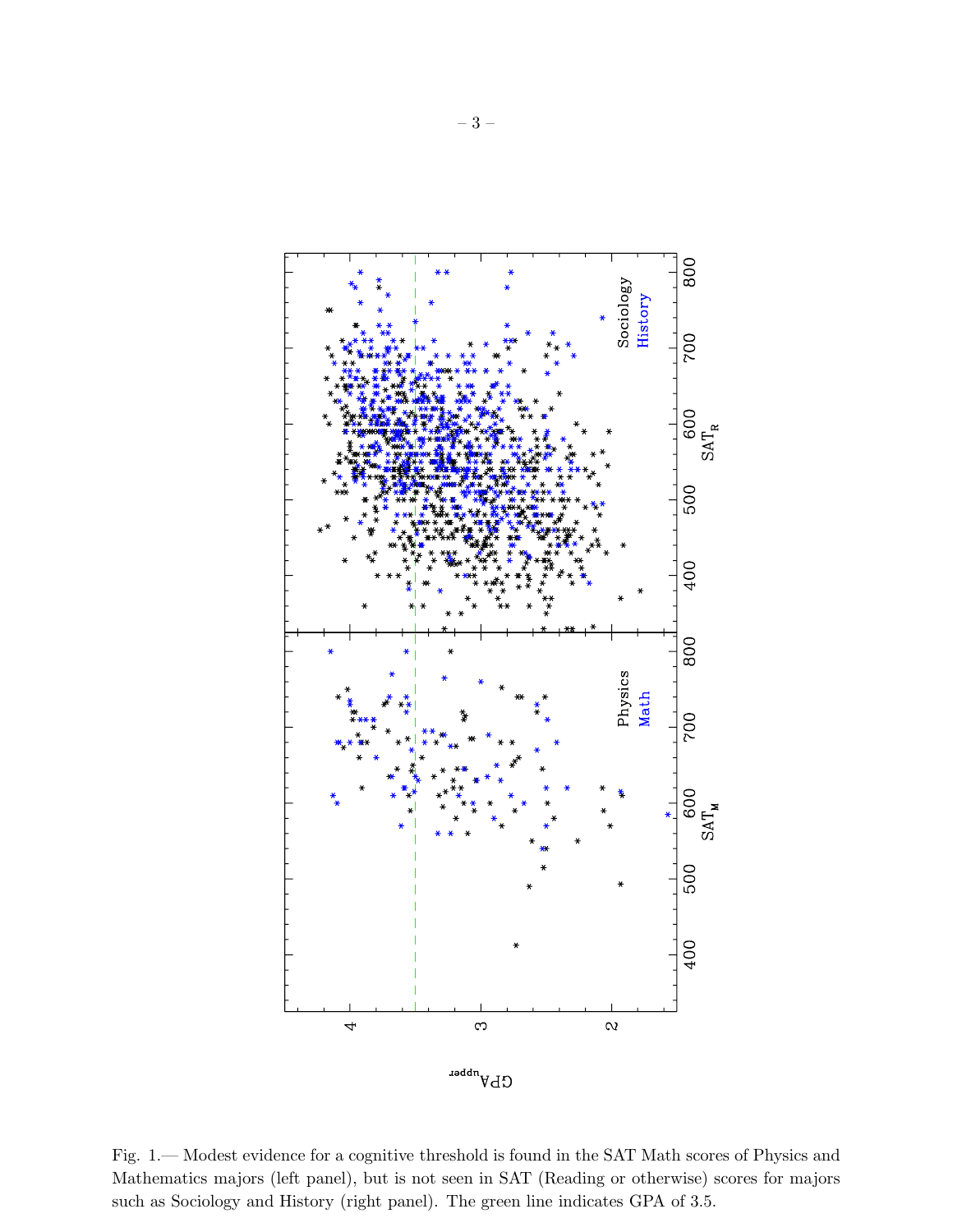Fig. 1.— Modest evidence for a cognitive threshold is found in the SAT Math scores of Physics and Mathematics majors (left panel), but is not seen in SAT (Reading or otherwise) scores for majors such as Sociology and History (right panel). The green line indicates GPA of 3.5.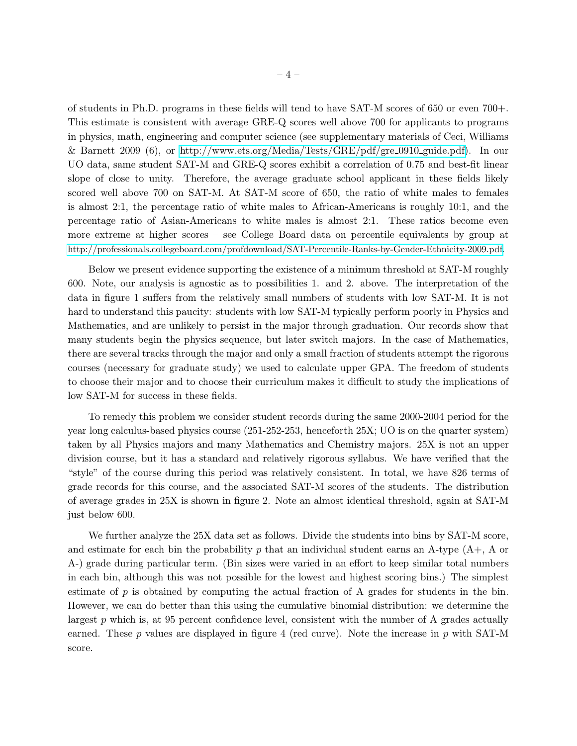of students in Ph.D. programs in these fields will tend to have SAT-M scores of 650 or even 700+. This estimate is consistent with average GRE-Q scores well above 700 for applicants to programs in physics, math, engineering and computer science (see supplementary materials of Ceci, Williams & Barnett 2009 (6), or http://www.ets.org/Media/Tests/GRE/pdf/gre_0910_guide.pdf). In our UO data, same student SAT-M and GRE-Q scores exhibit a correlation of 0.75 and best-fit linear slope of close to unity. Therefore, the average graduate school applicant in these fields likely scored well above 700 on SAT-M. At SAT-M score of 650, the ratio of white males to females is almost 2:1, the percentage ratio of white males to African-Americans is roughly 10:1, and the percentage ratio of Asian-Americans to white males is almost 2:1. These ratios become even more extreme at higher scores – see College Board data on percentile equivalents by group at http://professionals.collegeboard.com/profdownload/SAT-Percentile-Ranks-by-Gender-Ethnicity-2009.pdf.

Below we present evidence supporting the existence of a minimum threshold at SAT-M roughly 600. Note, our analysis is agnostic as to possibilities 1. and 2. above. The interpretation of the data in figure 1 suffers from the relatively small numbers of students with low SAT-M. It is not hard to understand this paucity: students with low SAT-M typically perform poorly in Physics and Mathematics, and are unlikely to persist in the major through graduation. Our records show that many students begin the physics sequence, but later switch majors. In the case of Mathematics, there are several tracks through the major and only a small fraction of students attempt the rigorous courses (necessary for graduate study) we used to calculate upper GPA. The freedom of students to choose their major and to choose their curriculum makes it difficult to study the implications of low SAT-M for success in these fields.

To remedy this problem we consider student records during the same 2000-2004 period for the year long calculus-based physics course (251-252-253, henceforth 25X; UO is on the quarter system) taken by all Physics majors and many Mathematics and Chemistry majors. 25X is not an upper division course, but it has a standard and relatively rigorous syllabus. We have verified that the "style" of the course during this period was relatively consistent. In total, we have 826 terms of grade records for this course, and the associated SAT-M scores of the students. The distribution of average grades in 25X is shown in figure 2. Note an almost identical threshold, again at SAT-M just below 600.

We further analyze the 25X data set as follows. Divide the students into bins by SAT-M score, and estimate for each bin the probability $p$ that an individual student earns an A-type (A+, A or A-) grade during particular term. (Bin sizes were varied in an effort to keep similar total numbers in each bin, although this was not possible for the lowest and highest scoring bins.) The simplest estimate of $p$ is obtained by computing the actual fraction of A grades for students in the bin. However, we can do better than this using the cumulative binomial distribution: we determine the largest $p$ which is, at 95 percent confidence level, consistent with the number of A grades actually earned. These $p$ values are displayed in figure 4 (red curve). Note the increase in $p$ with SAT-M score.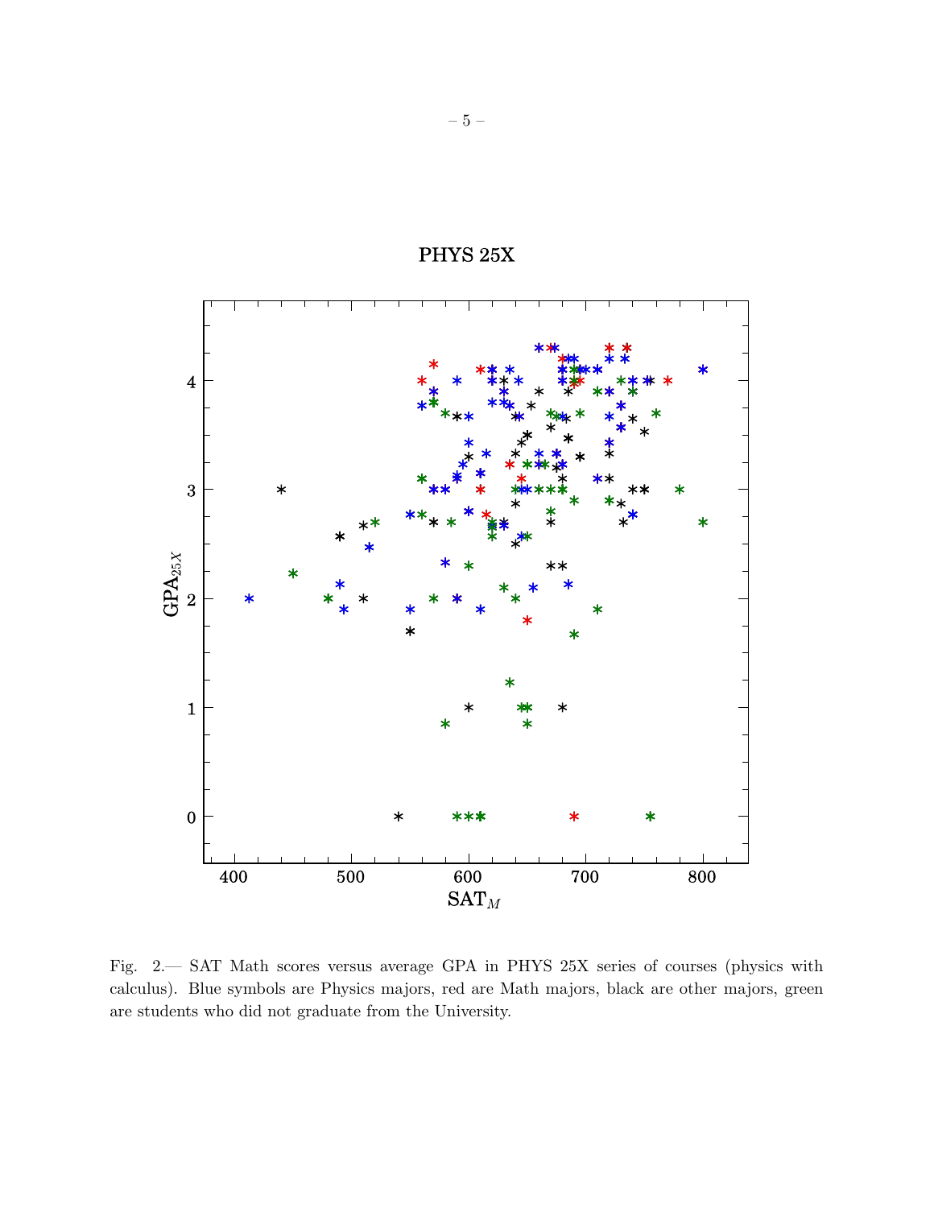Fig. 2.— SAT Math scores versus average GPA in PHYS 25X series of courses (physics with calculus). Blue symbols are Physics majors, red are Math majors, black are other majors, green are students who did not graduate from the University.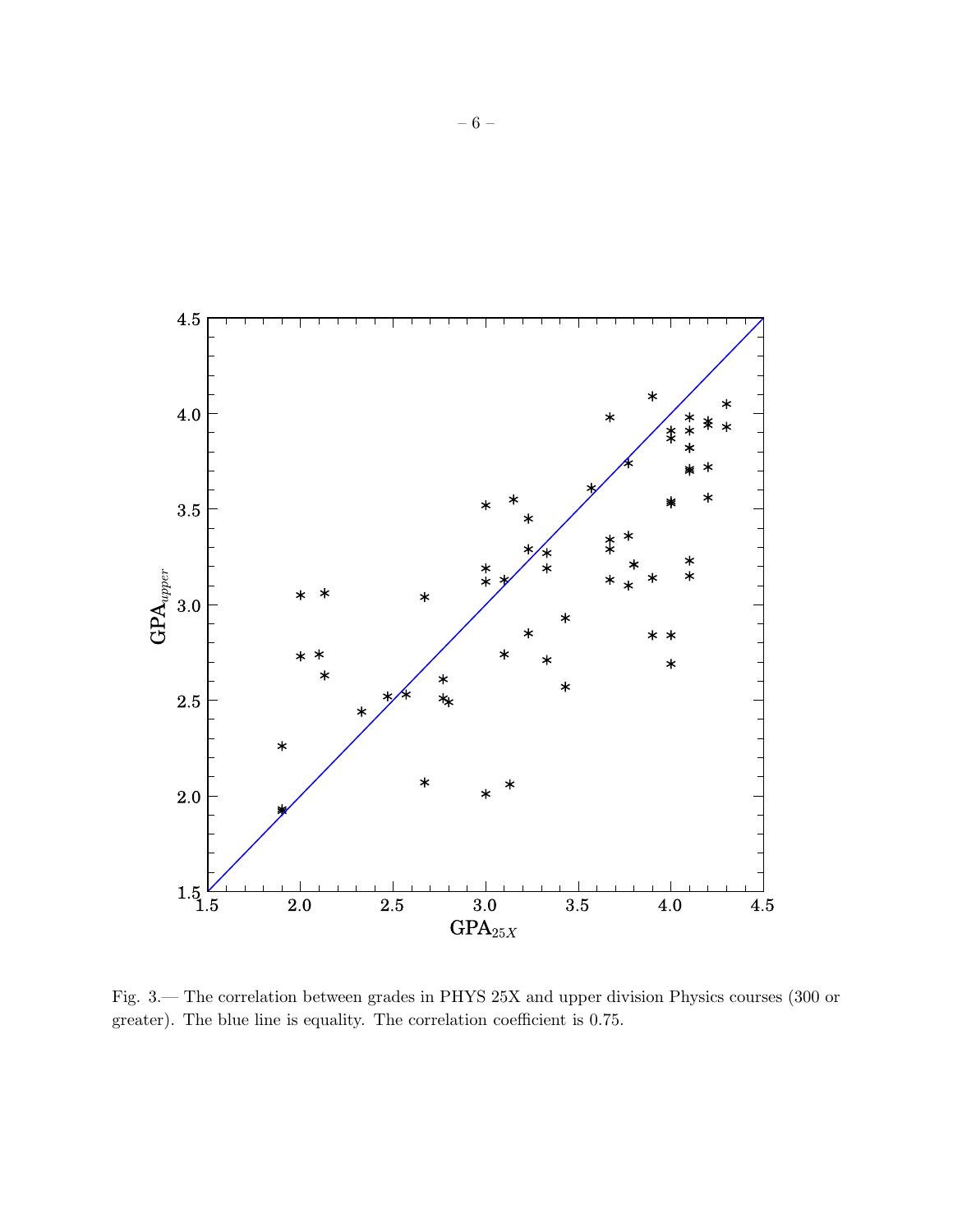Fig. 3.— The correlation between grades in PHYS 25X and upper division Physics courses (300 or greater). The blue line is equality. The correlation coefficient is 0.75.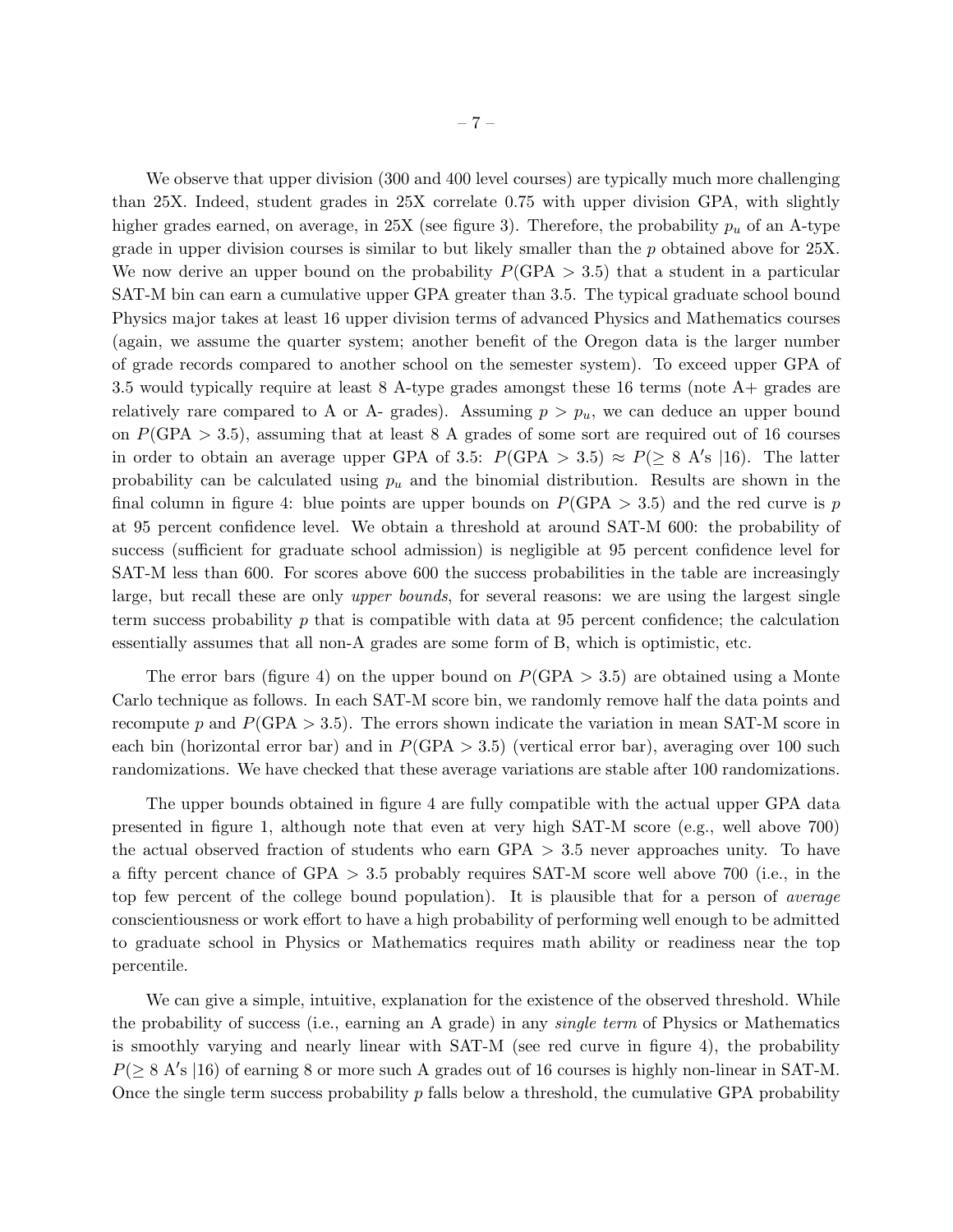We observe that upper division (300 and 400 level courses) are typically much more challenging than 25X. Indeed, student grades in 25X correlate 0.75 with upper division GPA, with slightly higher grades earned, on average, in 25X (see figure 3). Therefore, the probability $p_u$ of an A-type grade in upper division courses is similar to but likely smaller than the $p$ obtained above for 25X. We now derive an upper bound on the probability $P(\text{GPA} > 3.5)$ that a student in a particular SAT-M bin can earn a cumulative upper GPA greater than 3.5. The typical graduate school bound Physics major takes at least 16 upper division terms of advanced Physics and Mathematics courses (again, we assume the quarter system; another benefit of the Oregon data is the larger number of grade records compared to another school on the semester system). To exceed upper GPA of 3.5 would typically require at least 8 A-type grades amongst these 16 terms (note A+ grades are relatively rare compared to A or A- grades). Assuming $p > p_u$, we can deduce an upper bound on $P(\text{GPA} > 3.5)$, assuming that at least 8 A grades of some sort are required out of 16 courses in order to obtain an average upper GPA of 3.5: $P(\text{GPA} > 3.5) \approx P(\geq 8 \text{ A's } |16)$. The latter probability can be calculated using $p_u$ and the binomial distribution. Results are shown in the final column in figure 4: blue points are upper bounds on $P(\text{GPA} > 3.5)$ and the red curve is $p$ at 95 percent confidence level. We obtain a threshold at around SAT-M 600: the probability of success (sufficient for graduate school admission) is negligible at 95 percent confidence level for SAT-M less than 600. For scores above 600 the success probabilities in the table are increasingly large, but recall these are only *upper bounds*, for several reasons: we are using the largest single term success probability $p$ that is compatible with data at 95 percent confidence; the calculation essentially assumes that all non-A grades are some form of B, which is optimistic, etc.

The error bars (figure 4) on the upper bound on $P(\text{GPA} > 3.5)$ are obtained using a Monte Carlo technique as follows. In each SAT-M score bin, we randomly remove half the data points and recompute $p$ and $P(\text{GPA} > 3.5)$. The errors shown indicate the variation in mean SAT-M score in each bin (horizontal error bar) and in $P(\text{GPA} > 3.5)$ (vertical error bar), averaging over 100 such randomizations. We have checked that these average variations are stable after 100 randomizations.

The upper bounds obtained in figure 4 are fully compatible with the actual upper GPA data presented in figure 1, although note that even at very high SAT-M score (e.g., well above 700) the actual observed fraction of students who earn GPA $> 3.5$ never approaches unity. To have a fifty percent chance of GPA $> 3.5$ probably requires SAT-M score well above 700 (i.e., in the top few percent of the college bound population). It is plausible that for a person of *average* conscientiousness or work effort to have a high probability of performing well enough to be admitted to graduate school in Physics or Mathematics requires math ability or readiness near the top percentile.

We can give a simple, intuitive, explanation for the existence of the observed threshold. While the probability of success (i.e., earning an A grade) in any *single term* of Physics or Mathematics is smoothly varying and nearly linear with SAT-M (see red curve in figure 4), the probability $P(\geq 8 \text{ A's } |16)$ of earning 8 or more such A grades out of 16 courses is highly non-linear in SAT-M. Once the single term success probability $p$ falls below a threshold, the cumulative GPA probability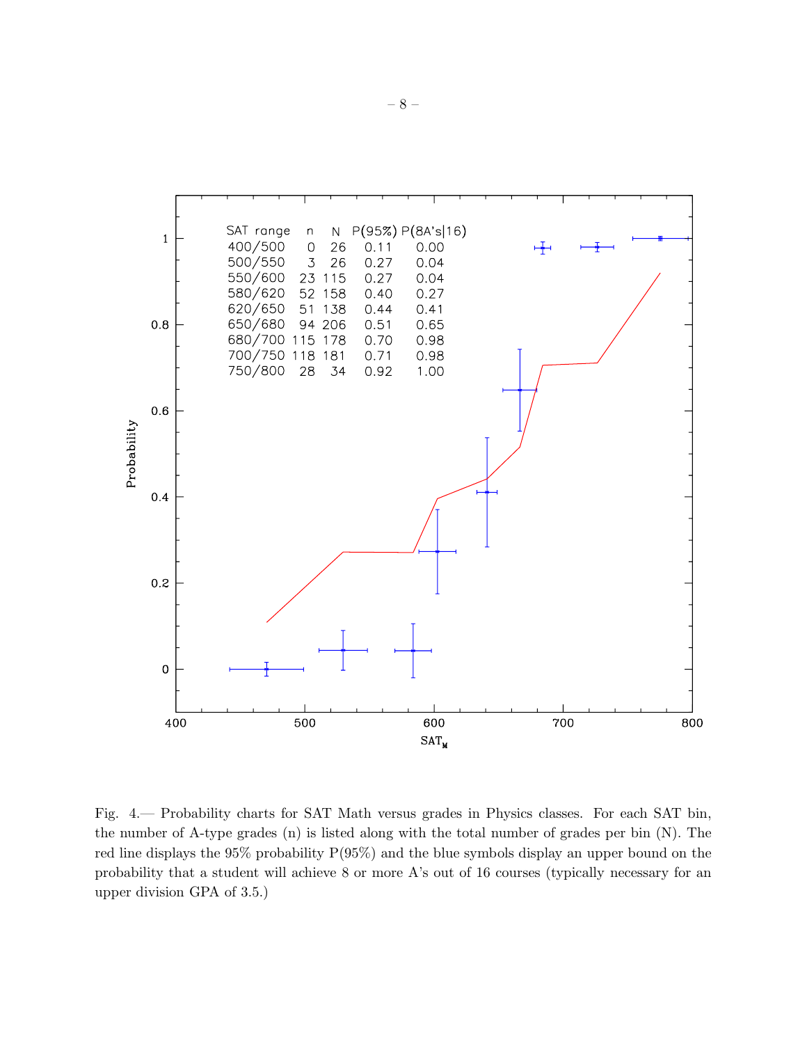| SAT range | n | N | P(95%) | P(8A's\|16) |
|---|---|---|---|---|
| 400/500 | 0 | 26 | 0.11 | 0.00 |
| 500/550 | 3 | 26 | 0.27 | 0.04 |
| 550/600 | 23 | 115 | 0.27 | 0.04 |
| 580/620 | 52 | 158 | 0.40 | 0.27 |
| 620/650 | 51 | 138 | 0.44 | 0.41 |
| 650/680 | 94 | 206 | 0.51 | 0.65 |
| 680/700 | 115 | 178 | 0.70 | 0.98 |
| 700/750 | 118 | 181 | 0.71 | 0.98 |
| 750/800 | 28 | 34 | 0.92 | 1.00 |

Fig. 4.— Probability charts for SAT Math versus grades in Physics classes. For each SAT bin, the number of A-type grades (n) is listed along with the total number of grades per bin (N). The red line displays the 95% probability P(95%) and the blue symbols display an upper bound on the probability that a student will achieve 8 or more A's out of 16 courses (typically necessary for an upper division GPA of 3.5.)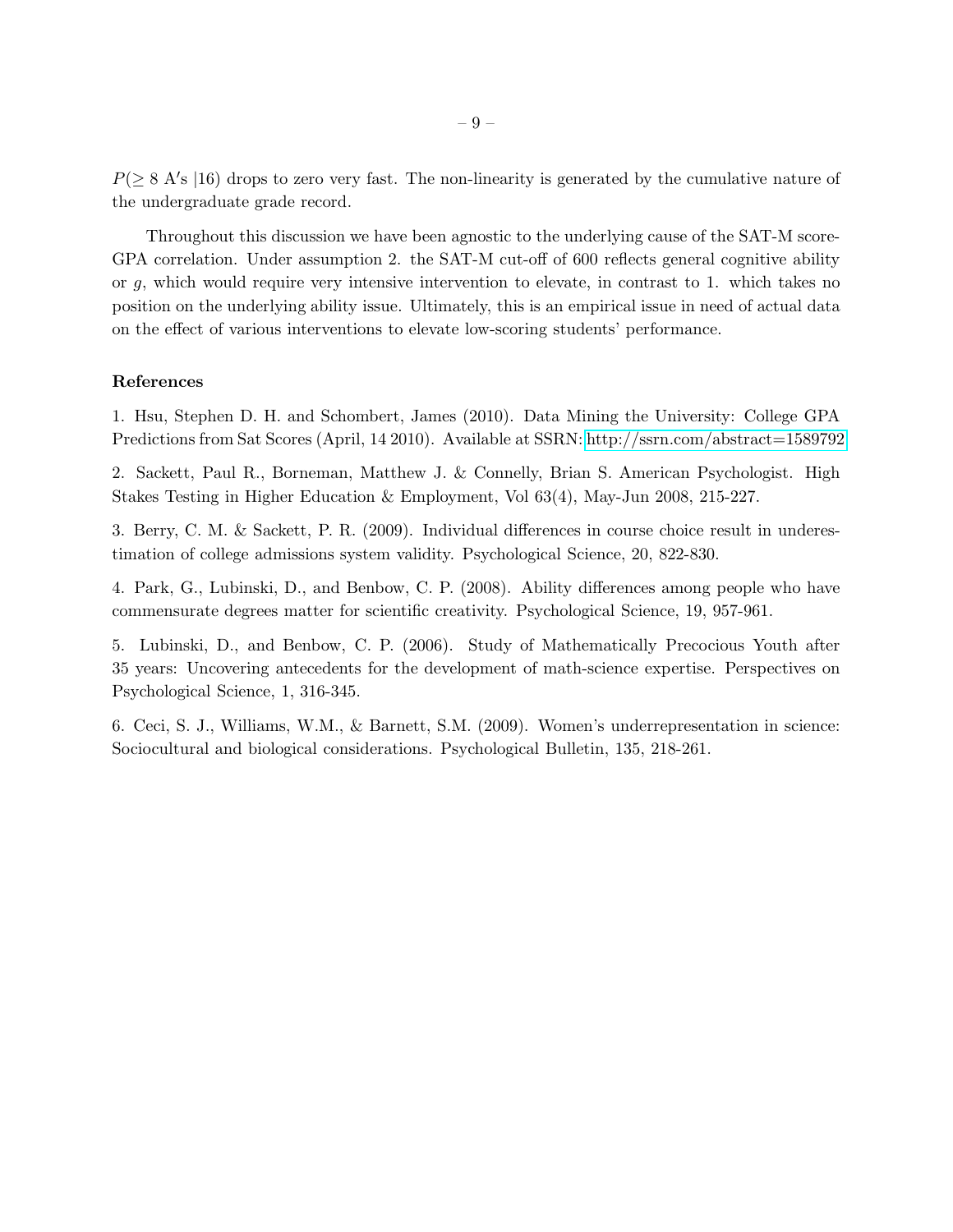$P(\geq 8 \text{ A's } |16)$ drops to zero very fast. The non-linearity is generated by the cumulative nature of the undergraduate grade record.

Throughout this discussion we have been agnostic to the underlying cause of the SAT-M score-GPA correlation. Under assumption 2. the SAT-M cut-off of 600 reflects general cognitive ability or $g$, which would require very intensive intervention to elevate, in contrast to 1. which takes no position on the underlying ability issue. Ultimately, this is an empirical issue in need of actual data on the effect of various interventions to elevate low-scoring students' performance.

**References**

1. Hsu, Stephen D. H. and Schombert, James (2010). Data Mining the University: College GPA Predictions from Sat Scores (April, 14 2010). Available at SSRN: http://ssrn.com/abstract=1589792

2. Sackett, Paul R., Borneman, Matthew J. & Connelly, Brian S. American Psychologist. High Stakes Testing in Higher Education & Employment, Vol 63(4), May-Jun 2008, 215-227.

3. Berry, C. M. & Sackett, P. R. (2009). Individual differences in course choice result in underestimation of college admissions system validity. Psychological Science, 20, 822-830.

4. Park, G., Lubinski, D., and Benbow, C. P. (2008). Ability differences among people who have commensurate degrees matter for scientific creativity. Psychological Science, 19, 957-961.

5. Lubinski, D., and Benbow, C. P. (2006). Study of Mathematically Precocious Youth after 35 years: Uncovering antecedents for the development of math-science expertise. Perspectives on Psychological Science, 1, 316-345.

6. Ceci, S. J., Williams, W.M., & Barnett, S.M. (2009). Women's underrepresentation in science: Sociocultural and biological considerations. Psychological Bulletin, 135, 218-261.